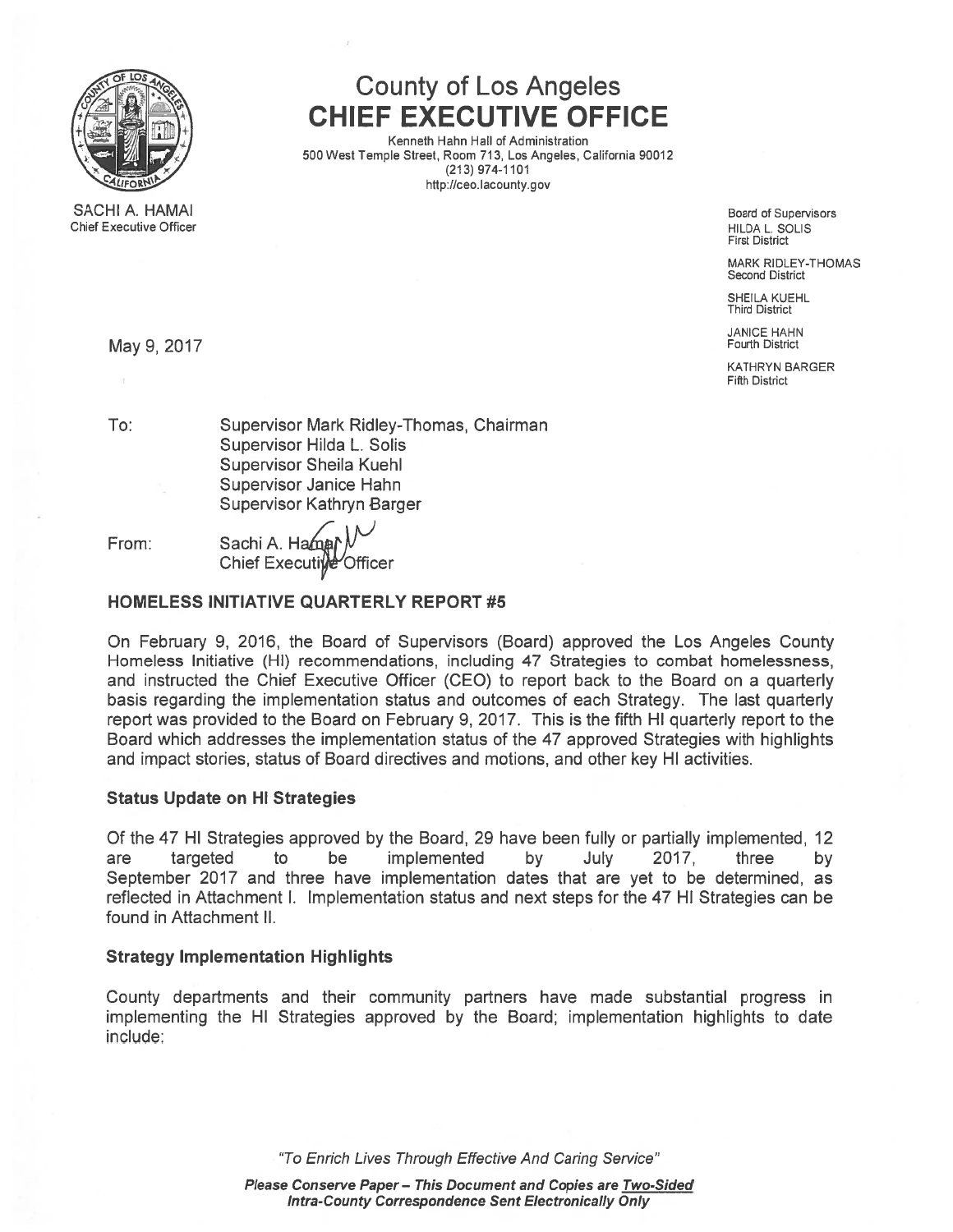SACHI A. HAMAI
Chief Executive Officer

# County of Los Angeles
# CHIEF EXECUTIVE OFFICE

Kenneth Hahn Hall of Administration
500 West Temple Street, Room 713, Los Angeles, California 90012
(213) 974-1101
http://ceo.lacounty.gov

Board of Supervisors
HILDA L. SOLIS
First District

MARK RIDLEY-THOMAS
Second District

SHEILA KUEHL
Third District

JANICE HAHN
Fourth District

KATHRYN BARGER
Fifth District

May 9, 2017

To: Supervisor Mark Ridley-Thomas, Chairman
Supervisor Hilda L. Solis
Supervisor Sheila Kuehl
Supervisor Janice Hahn
Supervisor Kathryn Barger

From: Sachi A. Hamai
Chief Executive Officer

### HOMELESS INITIATIVE QUARTERLY REPORT #5

On February 9, 2016, the Board of Supervisors (Board) approved the Los Angeles County Homeless Initiative (HI) recommendations, including 47 Strategies to combat homelessness, and instructed the Chief Executive Officer (CEO) to report back to the Board on a quarterly basis regarding the implementation status and outcomes of each Strategy. The last quarterly report was provided to the Board on February 9, 2017. This is the fifth HI quarterly report to the Board which addresses the implementation status of the 47 approved Strategies with highlights and impact stories, status of Board directives and motions, and other key HI activities.

**Status Update on HI Strategies**

Of the 47 HI Strategies approved by the Board, 29 have been fully or partially implemented, 12 are targeted to be implemented by July 2017, three by September 2017 and three have implementation dates that are yet to be determined, as reflected in Attachment I. Implementation status and next steps for the 47 HI Strategies can be found in Attachment II.

**Strategy Implementation Highlights**

County departments and their community partners have made substantial progress in implementing the HI Strategies approved by the Board; implementation highlights to date include:

*"To Enrich Lives Through Effective And Caring Service"*

***Please Conserve Paper – This Document and Copies are Two-Sided***
***Intra-County Correspondence Sent Electronically Only***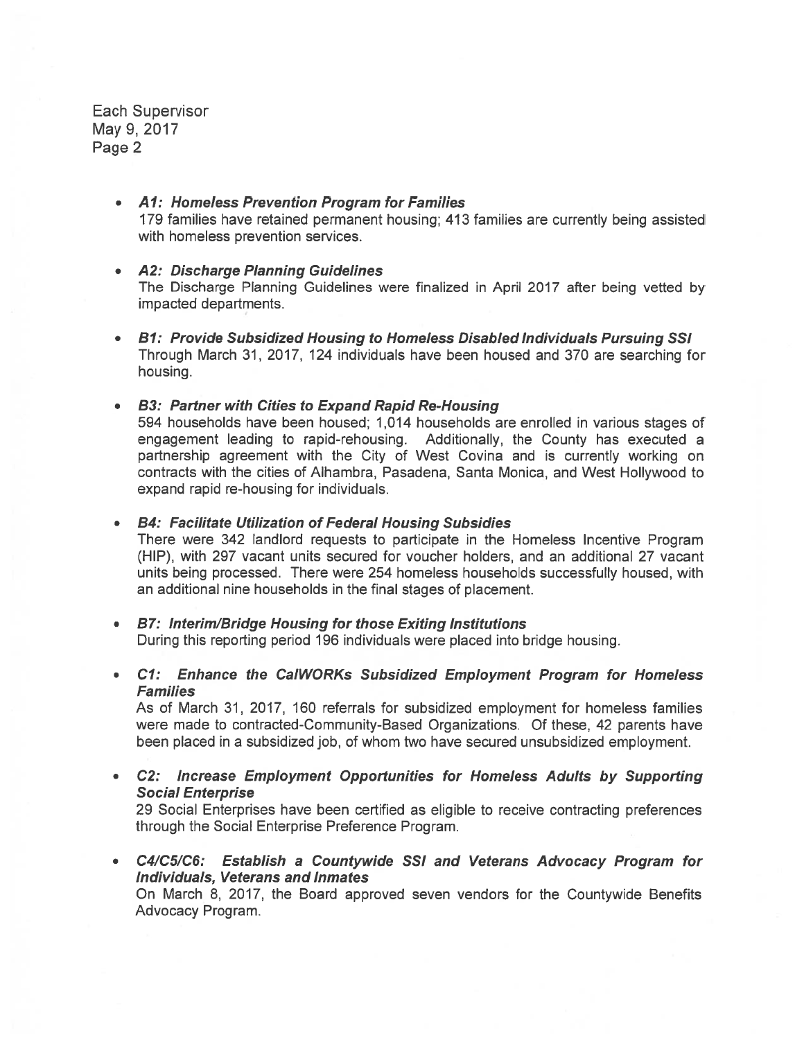- ***A1: Homeless Prevention Program for Families***
  179 families have retained permanent housing; 413 families are currently being assisted with homeless prevention services.

- ***A2: Discharge Planning Guidelines***
  The Discharge Planning Guidelines were finalized in April 2017 after being vetted by impacted departments.

- ***B1: Provide Subsidized Housing to Homeless Disabled Individuals Pursuing SSI***
  Through March 31, 2017, 124 individuals have been housed and 370 are searching for housing.

- ***B3: Partner with Cities to Expand Rapid Re-Housing***
  594 households have been housed; 1,014 households are enrolled in various stages of engagement leading to rapid-rehousing. Additionally, the County has executed a partnership agreement with the City of West Covina and is currently working on contracts with the cities of Alhambra, Pasadena, Santa Monica, and West Hollywood to expand rapid re-housing for individuals.

- ***B4: Facilitate Utilization of Federal Housing Subsidies***
  There were 342 landlord requests to participate in the Homeless Incentive Program (HIP), with 297 vacant units secured for voucher holders, and an additional 27 vacant units being processed. There were 254 homeless households successfully housed, with an additional nine households in the final stages of placement.

- ***B7: Interim/Bridge Housing for those Exiting Institutions***
  During this reporting period 196 individuals were placed into bridge housing.

- ***C1: Enhance the CalWORKs Subsidized Employment Program for Homeless Families***
  As of March 31, 2017, 160 referrals for subsidized employment for homeless families were made to contracted-Community-Based Organizations. Of these, 42 parents have been placed in a subsidized job, of whom two have secured unsubsidized employment.

- ***C2: Increase Employment Opportunities for Homeless Adults by Supporting Social Enterprise***
  29 Social Enterprises have been certified as eligible to receive contracting preferences through the Social Enterprise Preference Program.

- ***C4/C5/C6: Establish a Countywide SSI and Veterans Advocacy Program for Individuals, Veterans and Inmates***
  On March 8, 2017, the Board approved seven vendors for the Countywide Benefits Advocacy Program.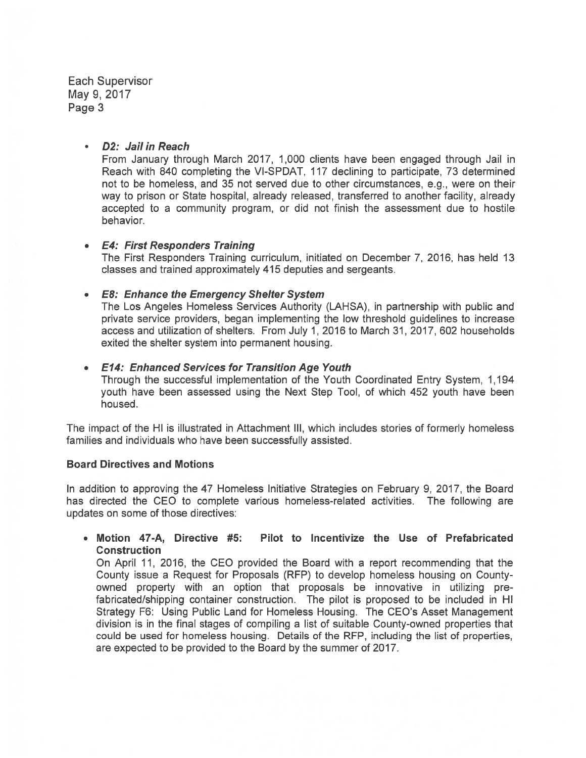- ***D2: Jail in Reach***

  From January through March 2017, 1,000 clients have been engaged through Jail in Reach with 840 completing the VI-SPDAT, 117 declining to participate, 73 determined not to be homeless, and 35 not served due to other circumstances, e.g., were on their way to prison or State hospital, already released, transferred to another facility, already accepted to a community program, or did not finish the assessment due to hostile behavior.

- ***E4: First Responders Training***

  The First Responders Training curriculum, initiated on December 7, 2016, has held 13 classes and trained approximately 415 deputies and sergeants.

- ***E8: Enhance the Emergency Shelter System***

  The Los Angeles Homeless Services Authority (LAHSA), in partnership with public and private service providers, began implementing the low threshold guidelines to increase access and utilization of shelters. From July 1, 2016 to March 31, 2017, 602 households exited the shelter system into permanent housing.

- ***E14: Enhanced Services for Transition Age Youth***

  Through the successful implementation of the Youth Coordinated Entry System, 1,194 youth have been assessed using the Next Step Tool, of which 452 youth have been housed.

The impact of the HI is illustrated in Attachment III, which includes stories of formerly homeless families and individuals who have been successfully assisted.

**Board Directives and Motions**

In addition to approving the 47 Homeless Initiative Strategies on February 9, 2017, the Board has directed the CEO to complete various homeless-related activities. The following are updates on some of those directives:

- **Motion 47-A, Directive #5: Pilot to Incentivize the Use of Prefabricated Construction**

  On April 11, 2016, the CEO provided the Board with a report recommending that the County issue a Request for Proposals (RFP) to develop homeless housing on County-owned property with an option that proposals be innovative in utilizing pre-fabricated/shipping container construction. The pilot is proposed to be included in HI Strategy F6: Using Public Land for Homeless Housing. The CEO's Asset Management division is in the final stages of compiling a list of suitable County-owned properties that could be used for homeless housing. Details of the RFP, including the list of properties, are expected to be provided to the Board by the summer of 2017.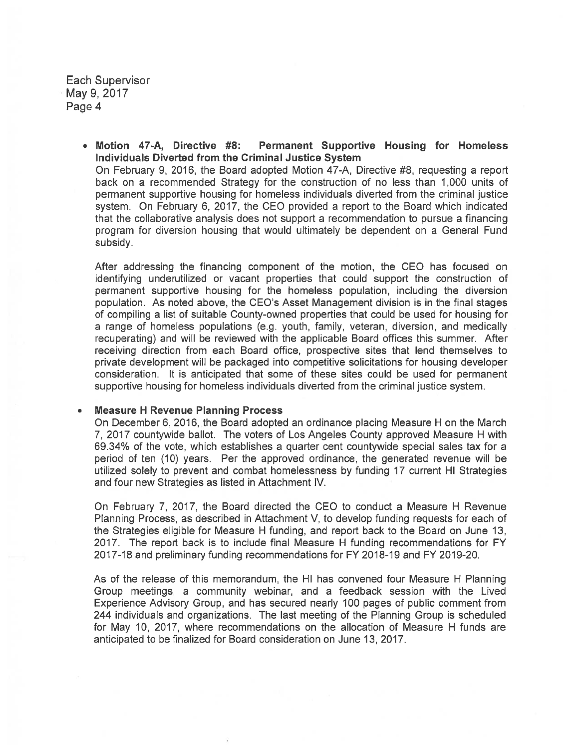- **Motion 47-A, Directive #8: Permanent Supportive Housing for Homeless Individuals Diverted from the Criminal Justice System**
  On February 9, 2016, the Board adopted Motion 47-A, Directive #8, requesting a report back on a recommended Strategy for the construction of no less than 1,000 units of permanent supportive housing for homeless individuals diverted from the criminal justice system. On February 6, 2017, the CEO provided a report to the Board which indicated that the collaborative analysis does not support a recommendation to pursue a financing program for diversion housing that would ultimately be dependent on a General Fund subsidy.

  After addressing the financing component of the motion, the CEO has focused on identifying underutilized or vacant properties that could support the construction of permanent supportive housing for the homeless population, including the diversion population. As noted above, the CEO's Asset Management division is in the final stages of compiling a list of suitable County-owned properties that could be used for housing for a range of homeless populations (e.g. youth, family, veteran, diversion, and medically recuperating) and will be reviewed with the applicable Board offices this summer. After receiving direction from each Board office, prospective sites that lend themselves to private development will be packaged into competitive solicitations for housing developer consideration. It is anticipated that some of these sites could be used for permanent supportive housing for homeless individuals diverted from the criminal justice system.

- **Measure H Revenue Planning Process**
  On December 6, 2016, the Board adopted an ordinance placing Measure H on the March 7, 2017 countywide ballot. The voters of Los Angeles County approved Measure H with 69.34% of the vote, which establishes a quarter cent countywide special sales tax for a period of ten (10) years. Per the approved ordinance, the generated revenue will be utilized solely to prevent and combat homelessness by funding 17 current HI Strategies and four new Strategies as listed in Attachment IV.

  On February 7, 2017, the Board directed the CEO to conduct a Measure H Revenue Planning Process, as described in Attachment V, to develop funding requests for each of the Strategies eligible for Measure H funding, and report back to the Board on June 13, 2017. The report back is to include final Measure H funding recommendations for FY 2017-18 and preliminary funding recommendations for FY 2018-19 and FY 2019-20.

  As of the release of this memorandum, the HI has convened four Measure H Planning Group meetings, a community webinar, and a feedback session with the Lived Experience Advisory Group, and has secured nearly 100 pages of public comment from 244 individuals and organizations. The last meeting of the Planning Group is scheduled for May 10, 2017, where recommendations on the allocation of Measure H funds are anticipated to be finalized for Board consideration on June 13, 2017.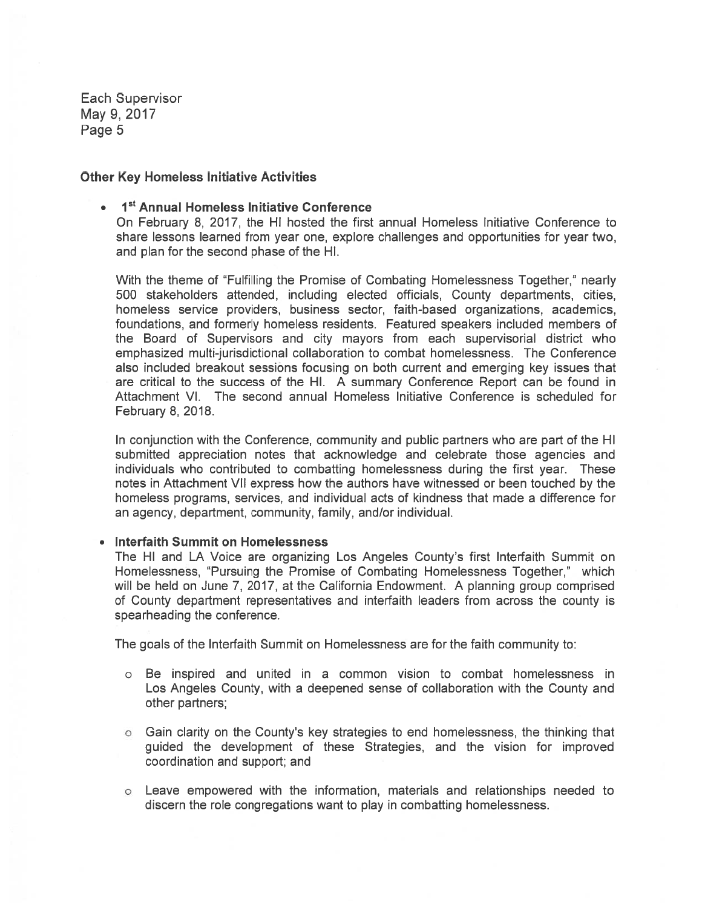## Other Key Homeless Initiative Activities

- **1st Annual Homeless Initiative Conference**
  On February 8, 2017, the HI hosted the first annual Homeless Initiative Conference to share lessons learned from year one, explore challenges and opportunities for year two, and plan for the second phase of the HI.

  With the theme of "Fulfilling the Promise of Combating Homelessness Together," nearly 500 stakeholders attended, including elected officials, County departments, cities, homeless service providers, business sector, faith-based organizations, academics, foundations, and formerly homeless residents. Featured speakers included members of the Board of Supervisors and city mayors from each supervisorial district who emphasized multi-jurisdictional collaboration to combat homelessness. The Conference also included breakout sessions focusing on both current and emerging key issues that are critical to the success of the HI. A summary Conference Report can be found in Attachment VI. The second annual Homeless Initiative Conference is scheduled for February 8, 2018.

  In conjunction with the Conference, community and public partners who are part of the HI submitted appreciation notes that acknowledge and celebrate those agencies and individuals who contributed to combatting homelessness during the first year. These notes in Attachment VII express how the authors have witnessed or been touched by the homeless programs, services, and individual acts of kindness that made a difference for an agency, department, community, family, and/or individual.

- **Interfaith Summit on Homelessness**
  The HI and LA Voice are organizing Los Angeles County's first Interfaith Summit on Homelessness, "Pursuing the Promise of Combating Homelessness Together," which will be held on June 7, 2017, at the California Endowment. A planning group comprised of County department representatives and interfaith leaders from across the county is spearheading the conference.

  The goals of the Interfaith Summit on Homelessness are for the faith community to:

  - Be inspired and united in a common vision to combat homelessness in Los Angeles County, with a deepened sense of collaboration with the County and other partners;
  - Gain clarity on the County's key strategies to end homelessness, the thinking that guided the development of these Strategies, and the vision for improved coordination and support; and
  - Leave empowered with the information, materials and relationships needed to discern the role congregations want to play in combatting homelessness.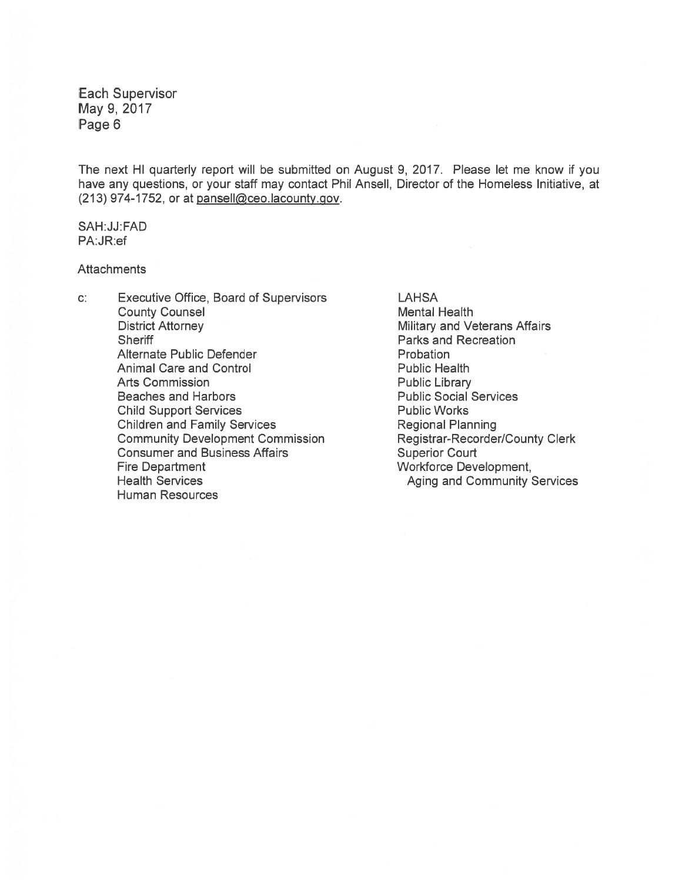The next HI quarterly report will be submitted on August 9, 2017. Please let me know if you have any questions, or your staff may contact Phil Ansell, Director of the Homeless Initiative, at (213) 974-1752, or at pansell@ceo.lacounty.gov.

SAH:JJ:FAD
PA:JR:ef

Attachments

c: Executive Office, Board of Supervisors
County Counsel
District Attorney
Sheriff
Alternate Public Defender
Animal Care and Control
Arts Commission
Beaches and Harbors
Child Support Services
Children and Family Services
Community Development Commission
Consumer and Business Affairs
Fire Department
Health Services
Human Resources
LAHSA
Mental Health
Military and Veterans Affairs
Parks and Recreation
Probation
Public Health
Public Library
Public Social Services
Public Works
Regional Planning
Registrar-Recorder/County Clerk
Superior Court
Workforce Development, Aging and Community Services